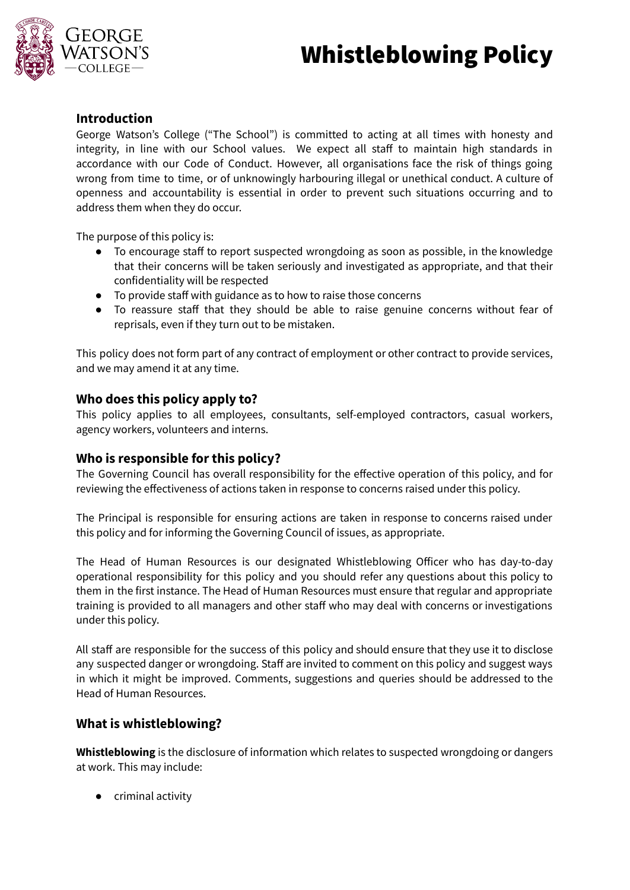# Whistleblowing Policy

## Introduction

George Watson's College ("The School") is committed to acting at all times with honesty and integrity, in line with our School values. We expect all staff to maintain high standards in accordance with our Code of Conduct. However, all organisations face the risk of things going wrong from time to time, or of unknowingly harbouring illegal or unethical conduct. A culture of openness and accountability is essential in order to prevent such situations occurring and to address them when they do occur.

The purpose of this policy is:

- To encourage staff to report suspected wrongdoing as soon as possible, in the knowledge that their concerns will be taken seriously and investigated as appropriate, and that their confidentiality will be respected
- To provide staff with guidance as to how to raise those concerns
- To reassure staff that they should be able to raise genuine concerns without fear of reprisals, even if they turn out to be mistaken.

This policy does not form part of any contract of employment or other contract to provide services, and we may amend it at any time.

## Who does this policy apply to?

This policy applies to all employees, consultants, self-employed contractors, casual workers, agency workers, volunteers and interns.

## Who is responsible for this policy?

The Governing Council has overall responsibility for the effective operation of this policy, and for reviewing the effectiveness of actions taken in response to concerns raised under this policy.

The Principal is responsible for ensuring actions are taken in response to concerns raised under this policy and for informing the Governing Council of issues, as appropriate.

The Head of Human Resources is our designated Whistleblowing Officer who has day-to-day operational responsibility for this policy and you should refer any questions about this policy to them in the first instance. The Head of Human Resources must ensure that regular and appropriate training is provided to all managers and other staff who may deal with concerns or investigations under this policy.

All staff are responsible for the success of this policy and should ensure that they use it to disclose any suspected danger or wrongdoing. Staff are invited to comment on this policy and suggest ways in which it might be improved. Comments, suggestions and queries should be addressed to the Head of Human Resources.

## What is whistleblowing?

**Whistleblowing** is the disclosure of information which relates to suspected wrongdoing or dangers at work. This may include:

- criminal activity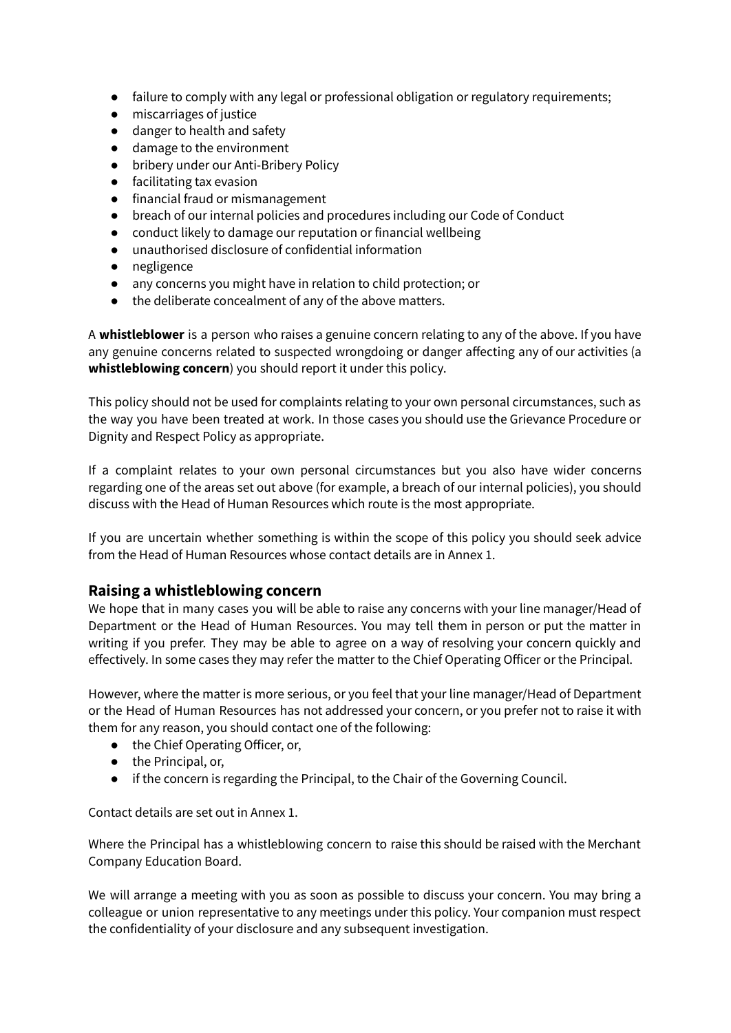- failure to comply with any legal or professional obligation or regulatory requirements;
- miscarriages of justice
- danger to health and safety
- damage to the environment
- bribery under our Anti-Bribery Policy
- facilitating tax evasion
- financial fraud or mismanagement
- breach of our internal policies and procedures including our Code of Conduct
- conduct likely to damage our reputation or financial wellbeing
- unauthorised disclosure of confidential information
- negligence
- any concerns you might have in relation to child protection; or
- the deliberate concealment of any of the above matters.

A **whistleblower** is a person who raises a genuine concern relating to any of the above. If you have any genuine concerns related to suspected wrongdoing or danger affecting any of our activities (a **whistleblowing concern**) you should report it under this policy.

This policy should not be used for complaints relating to your own personal circumstances, such as the way you have been treated at work. In those cases you should use the Grievance Procedure or Dignity and Respect Policy as appropriate.

If a complaint relates to your own personal circumstances but you also have wider concerns regarding one of the areas set out above (for example, a breach of our internal policies), you should discuss with the Head of Human Resources which route is the most appropriate.

If you are uncertain whether something is within the scope of this policy you should seek advice from the Head of Human Resources whose contact details are in Annex 1.

## Raising a whistleblowing concern

We hope that in many cases you will be able to raise any concerns with your line manager/Head of Department or the Head of Human Resources. You may tell them in person or put the matter in writing if you prefer. They may be able to agree on a way of resolving your concern quickly and effectively. In some cases they may refer the matter to the Chief Operating Officer or the Principal.

However, where the matter is more serious, or you feel that your line manager/Head of Department or the Head of Human Resources has not addressed your concern, or you prefer not to raise it with them for any reason, you should contact one of the following:

- the Chief Operating Officer, or,
- the Principal, or,
- if the concern is regarding the Principal, to the Chair of the Governing Council.

Contact details are set out in Annex 1.

Where the Principal has a whistleblowing concern to raise this should be raised with the Merchant Company Education Board.

We will arrange a meeting with you as soon as possible to discuss your concern. You may bring a colleague or union representative to any meetings under this policy. Your companion must respect the confidentiality of your disclosure and any subsequent investigation.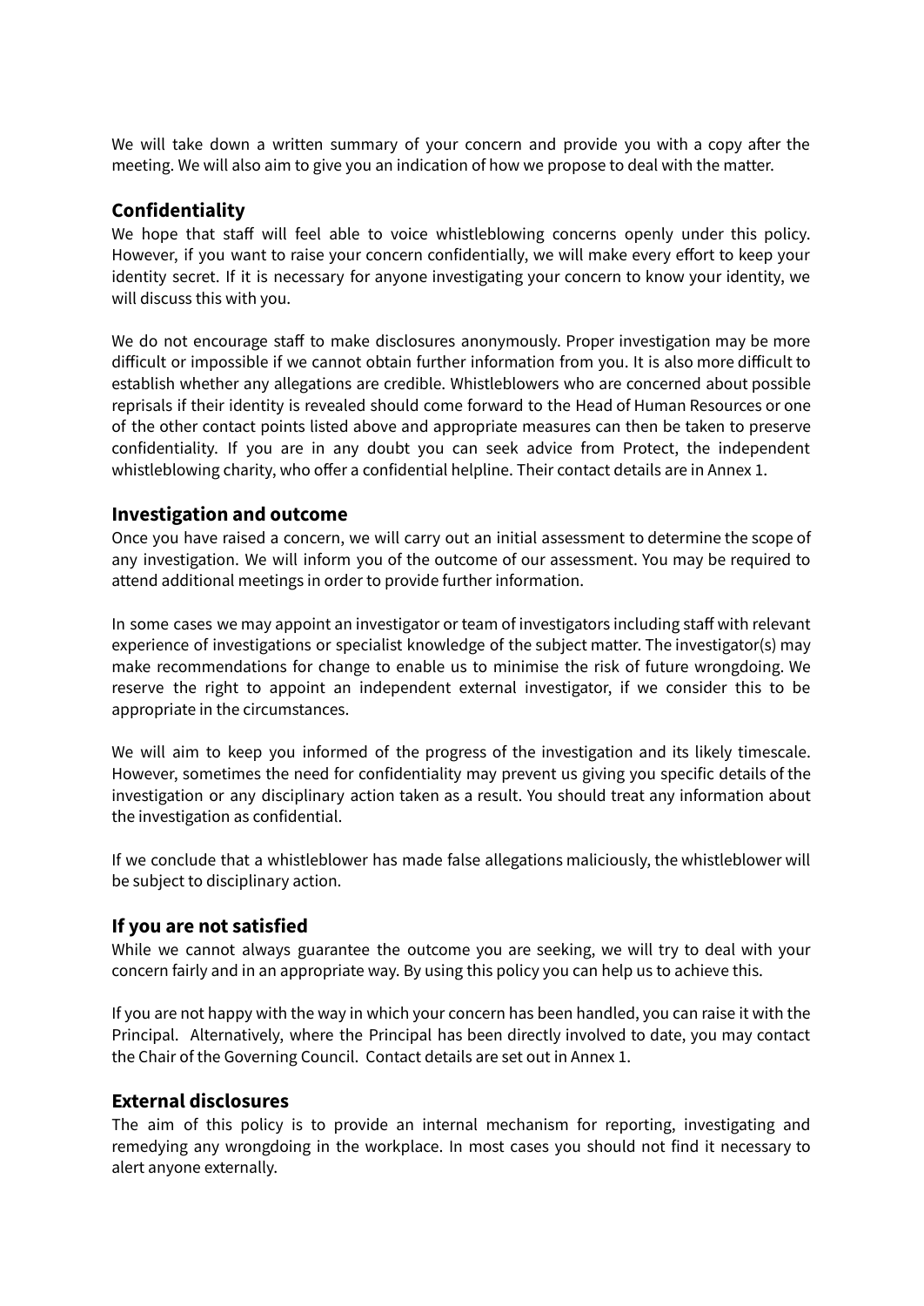We will take down a written summary of your concern and provide you with a copy after the meeting. We will also aim to give you an indication of how we propose to deal with the matter.

## Confidentiality

We hope that staff will feel able to voice whistleblowing concerns openly under this policy. However, if you want to raise your concern confidentially, we will make every effort to keep your identity secret. If it is necessary for anyone investigating your concern to know your identity, we will discuss this with you.

We do not encourage staff to make disclosures anonymously. Proper investigation may be more difficult or impossible if we cannot obtain further information from you. It is also more difficult to establish whether any allegations are credible. Whistleblowers who are concerned about possible reprisals if their identity is revealed should come forward to the Head of Human Resources or one of the other contact points listed above and appropriate measures can then be taken to preserve confidentiality. If you are in any doubt you can seek advice from Protect, the independent whistleblowing charity, who offer a confidential helpline. Their contact details are in Annex 1.

## Investigation and outcome

Once you have raised a concern, we will carry out an initial assessment to determine the scope of any investigation. We will inform you of the outcome of our assessment. You may be required to attend additional meetings in order to provide further information.

In some cases we may appoint an investigator or team of investigators including staff with relevant experience of investigations or specialist knowledge of the subject matter. The investigator(s) may make recommendations for change to enable us to minimise the risk of future wrongdoing. We reserve the right to appoint an independent external investigator, if we consider this to be appropriate in the circumstances.

We will aim to keep you informed of the progress of the investigation and its likely timescale. However, sometimes the need for confidentiality may prevent us giving you specific details of the investigation or any disciplinary action taken as a result. You should treat any information about the investigation as confidential.

If we conclude that a whistleblower has made false allegations maliciously, the whistleblower will be subject to disciplinary action.

## If you are not satisfied

While we cannot always guarantee the outcome you are seeking, we will try to deal with your concern fairly and in an appropriate way. By using this policy you can help us to achieve this.

If you are not happy with the way in which your concern has been handled, you can raise it with the Principal. Alternatively, where the Principal has been directly involved to date, you may contact the Chair of the Governing Council. Contact details are set out in Annex 1.

## External disclosures

The aim of this policy is to provide an internal mechanism for reporting, investigating and remedying any wrongdoing in the workplace. In most cases you should not find it necessary to alert anyone externally.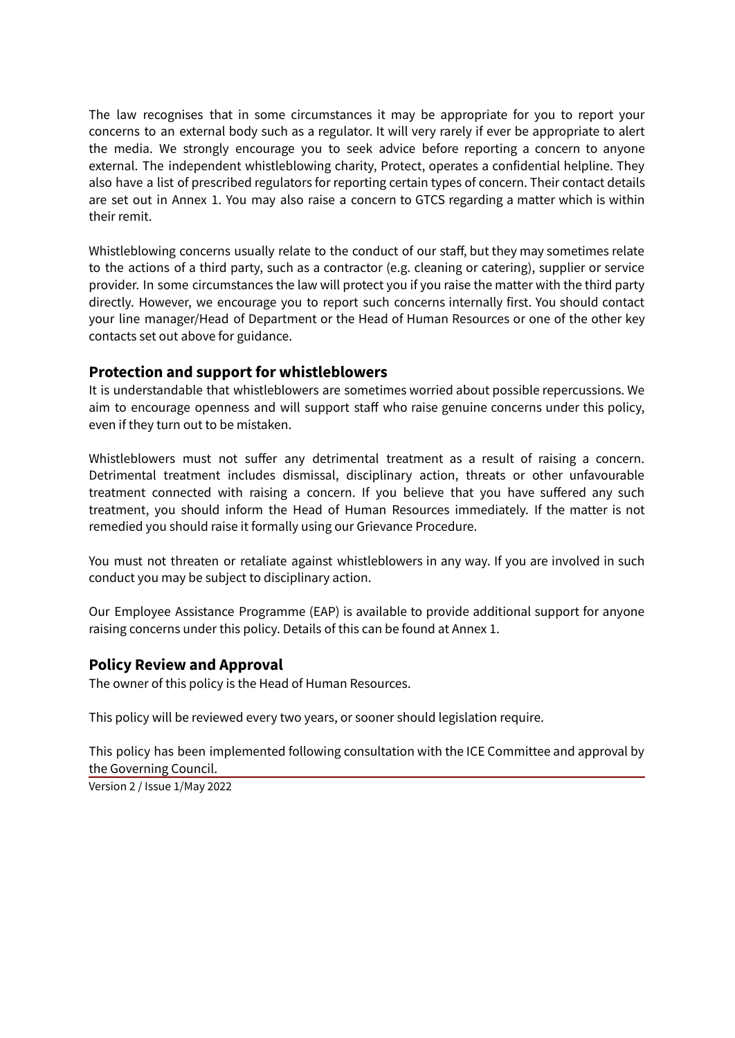The law recognises that in some circumstances it may be appropriate for you to report your concerns to an external body such as a regulator. It will very rarely if ever be appropriate to alert the media. We strongly encourage you to seek advice before reporting a concern to anyone external. The independent whistleblowing charity, Protect, operates a confidential helpline. They also have a list of prescribed regulators for reporting certain types of concern. Their contact details are set out in Annex 1. You may also raise a concern to GTCS regarding a matter which is within their remit.

Whistleblowing concerns usually relate to the conduct of our staff, but they may sometimes relate to the actions of a third party, such as a contractor (e.g. cleaning or catering), supplier or service provider. In some circumstances the law will protect you if you raise the matter with the third party directly. However, we encourage you to report such concerns internally first. You should contact your line manager/Head of Department or the Head of Human Resources or one of the other key contacts set out above for guidance.

## Protection and support for whistleblowers

It is understandable that whistleblowers are sometimes worried about possible repercussions. We aim to encourage openness and will support staff who raise genuine concerns under this policy, even if they turn out to be mistaken.

Whistleblowers must not suffer any detrimental treatment as a result of raising a concern. Detrimental treatment includes dismissal, disciplinary action, threats or other unfavourable treatment connected with raising a concern. If you believe that you have suffered any such treatment, you should inform the Head of Human Resources immediately. If the matter is not remedied you should raise it formally using our Grievance Procedure.

You must not threaten or retaliate against whistleblowers in any way. If you are involved in such conduct you may be subject to disciplinary action.

Our Employee Assistance Programme (EAP) is available to provide additional support for anyone raising concerns under this policy. Details of this can be found at Annex 1.

## Policy Review and Approval

The owner of this policy is the Head of Human Resources.

This policy will be reviewed every two years, or sooner should legislation require.

This policy has been implemented following consultation with the ICE Committee and approval by the Governing Council.

Version 2 / Issue 1/May 2022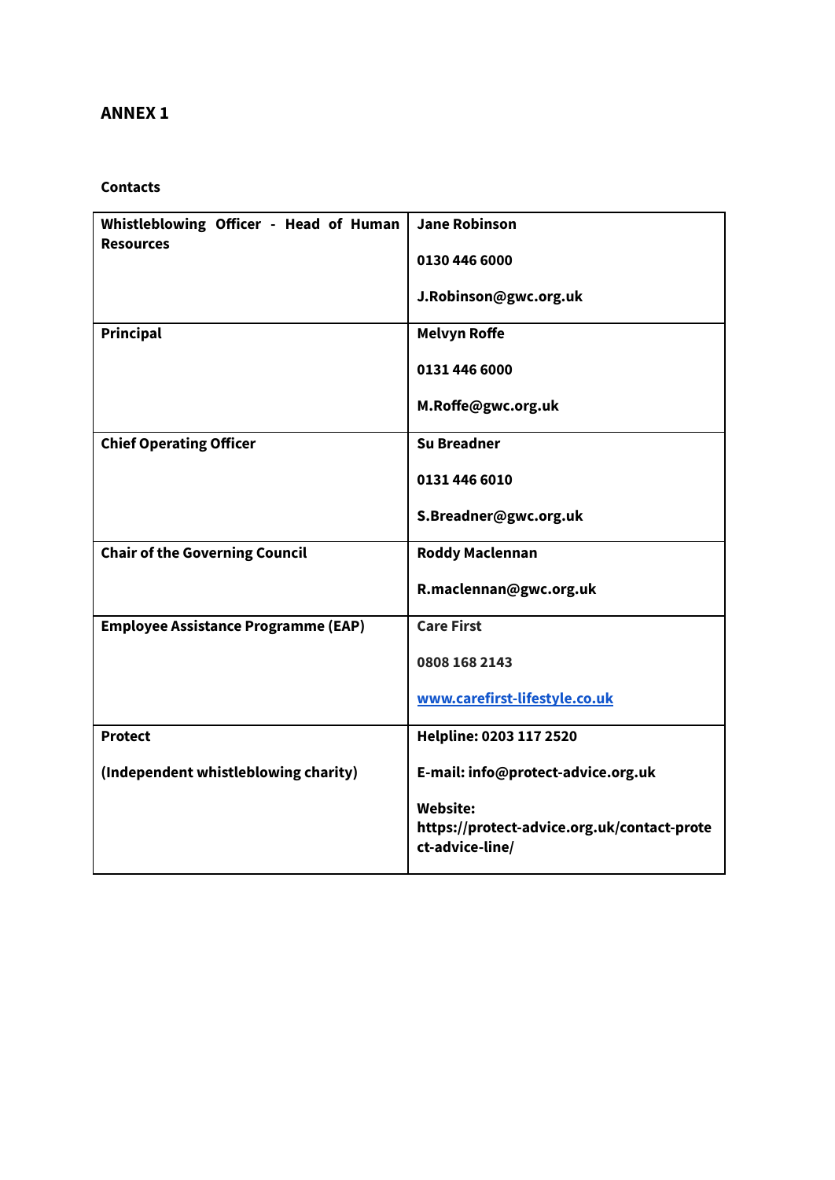# ANNEX 1

**Contacts**

| | |
|---|---|
| **Whistleblowing Officer - Head of Human Resources** | **Jane Robinson**<br><br>**0130 446 6000**<br><br>**J.Robinson@gwc.org.uk** |
| **Principal** | **Melvyn Roffe**<br><br>**0131 446 6000**<br><br>**M.Roffe@gwc.org.uk** |
| **Chief Operating Officer** | **Su Breadner**<br><br>**0131 446 6010**<br><br>**S.Breadner@gwc.org.uk** |
| **Chair of the Governing Council** | **Roddy Maclennan**<br><br>**R.maclennan@gwc.org.uk** |
| **Employee Assistance Programme (EAP)** | **Care First**<br><br>**0808 168 2143**<br><br>**www.carefirst-lifestyle.co.uk** |
| **Protect**<br><br>**(Independent whistleblowing charity)** | **Helpline: 0203 117 2520**<br><br>**E-mail: info@protect-advice.org.uk**<br><br>**Website: https://protect-advice.org.uk/contact-protect-advice-line/** |